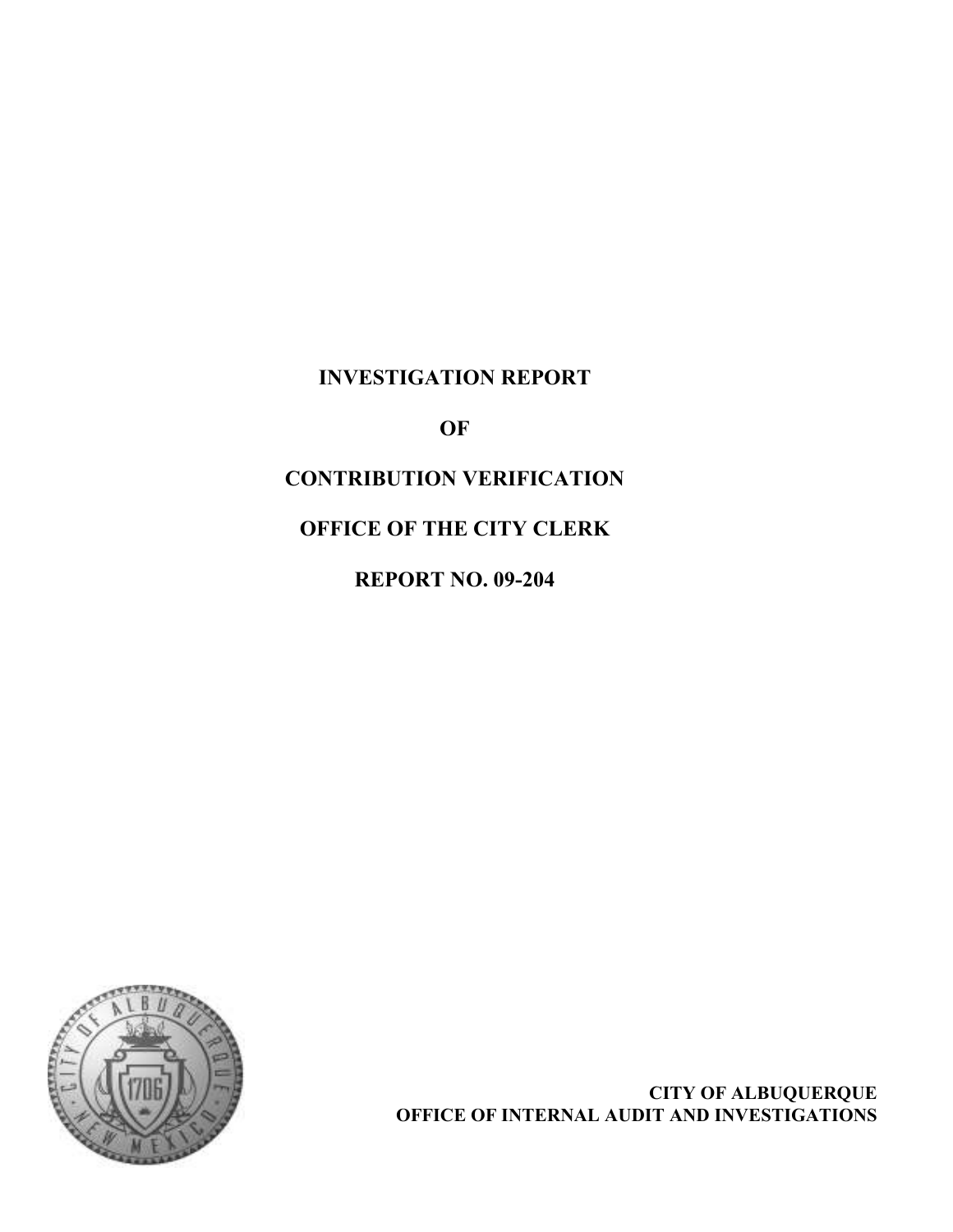# INVESTIGATION REPORT

# OF

# CONTRIBUTION VERIFICATION

# OFFICE OF THE CITY CLERK

# REPORT NO. 09-204

**CITY OF ALBUQUERQUE**
**OFFICE OF INTERNAL AUDIT AND INVESTIGATIONS**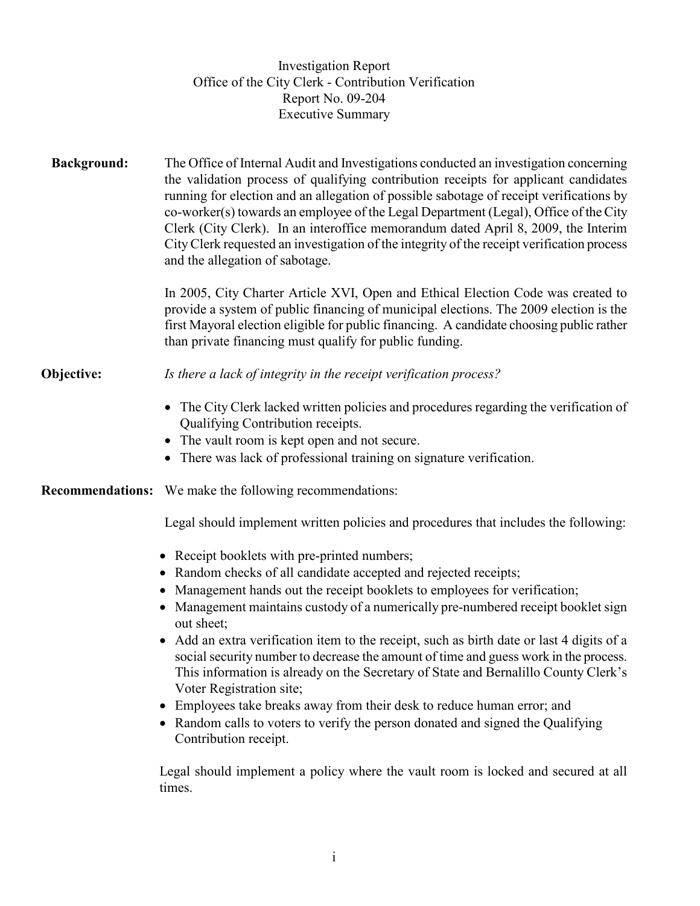Investigation Report
Office of the City Clerk - Contribution Verification
Report No. 09-204
Executive Summary

**Background:** The Office of Internal Audit and Investigations conducted an investigation concerning the validation process of qualifying contribution receipts for applicant candidates running for election and an allegation of possible sabotage of receipt verifications by co-worker(s) towards an employee of the Legal Department (Legal), Office of the City Clerk (City Clerk). In an interoffice memorandum dated April 8, 2009, the Interim City Clerk requested an investigation of the integrity of the receipt verification process and the allegation of sabotage.

In 2005, City Charter Article XVI, Open and Ethical Election Code was created to provide a system of public financing of municipal elections. The 2009 election is the first Mayoral election eligible for public financing. A candidate choosing public rather than private financing must qualify for public funding.

**Objective:** *Is there a lack of integrity in the receipt verification process?*

- The City Clerk lacked written policies and procedures regarding the verification of Qualifying Contribution receipts.
- The vault room is kept open and not secure.
- There was lack of professional training on signature verification.

**Recommendations:** We make the following recommendations:

Legal should implement written policies and procedures that includes the following:

- Receipt booklets with pre-printed numbers;
- Random checks of all candidate accepted and rejected receipts;
- Management hands out the receipt booklets to employees for verification;
- Management maintains custody of a numerically pre-numbered receipt booklet sign out sheet;
- Add an extra verification item to the receipt, such as birth date or last 4 digits of a social security number to decrease the amount of time and guess work in the process. This information is already on the Secretary of State and Bernalillo County Clerk's Voter Registration site;
- Employees take breaks away from their desk to reduce human error; and
- Random calls to voters to verify the person donated and signed the Qualifying Contribution receipt.

Legal should implement a policy where the vault room is locked and secured at all times.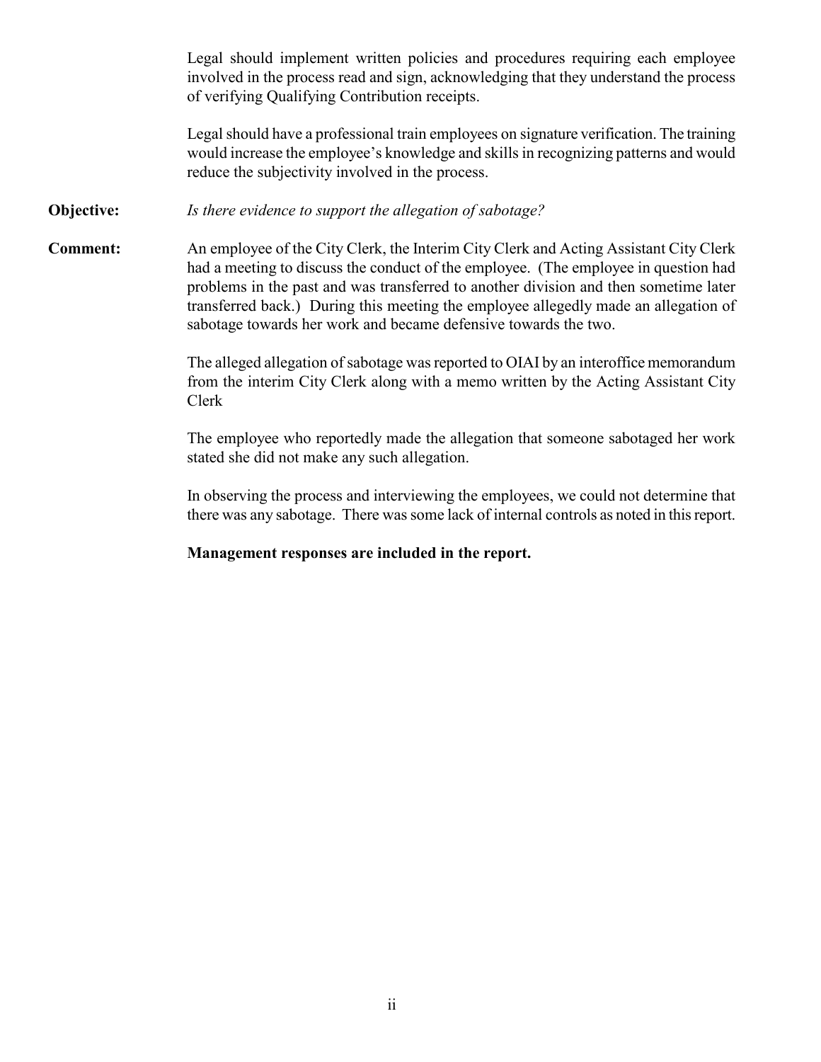Legal should implement written policies and procedures requiring each employee involved in the process read and sign, acknowledging that they understand the process of verifying Qualifying Contribution receipts.

Legal should have a professional train employees on signature verification. The training would increase the employee's knowledge and skills in recognizing patterns and would reduce the subjectivity involved in the process.

**Objective:** *Is there evidence to support the allegation of sabotage?*

**Comment:** An employee of the City Clerk, the Interim City Clerk and Acting Assistant City Clerk had a meeting to discuss the conduct of the employee. (The employee in question had problems in the past and was transferred to another division and then sometime later transferred back.) During this meeting the employee allegedly made an allegation of sabotage towards her work and became defensive towards the two.

The alleged allegation of sabotage was reported to OIAI by an interoffice memorandum from the interim City Clerk along with a memo written by the Acting Assistant City Clerk

The employee who reportedly made the allegation that someone sabotaged her work stated she did not make any such allegation.

In observing the process and interviewing the employees, we could not determine that there was any sabotage. There was some lack of internal controls as noted in this report.

**Management responses are included in the report.**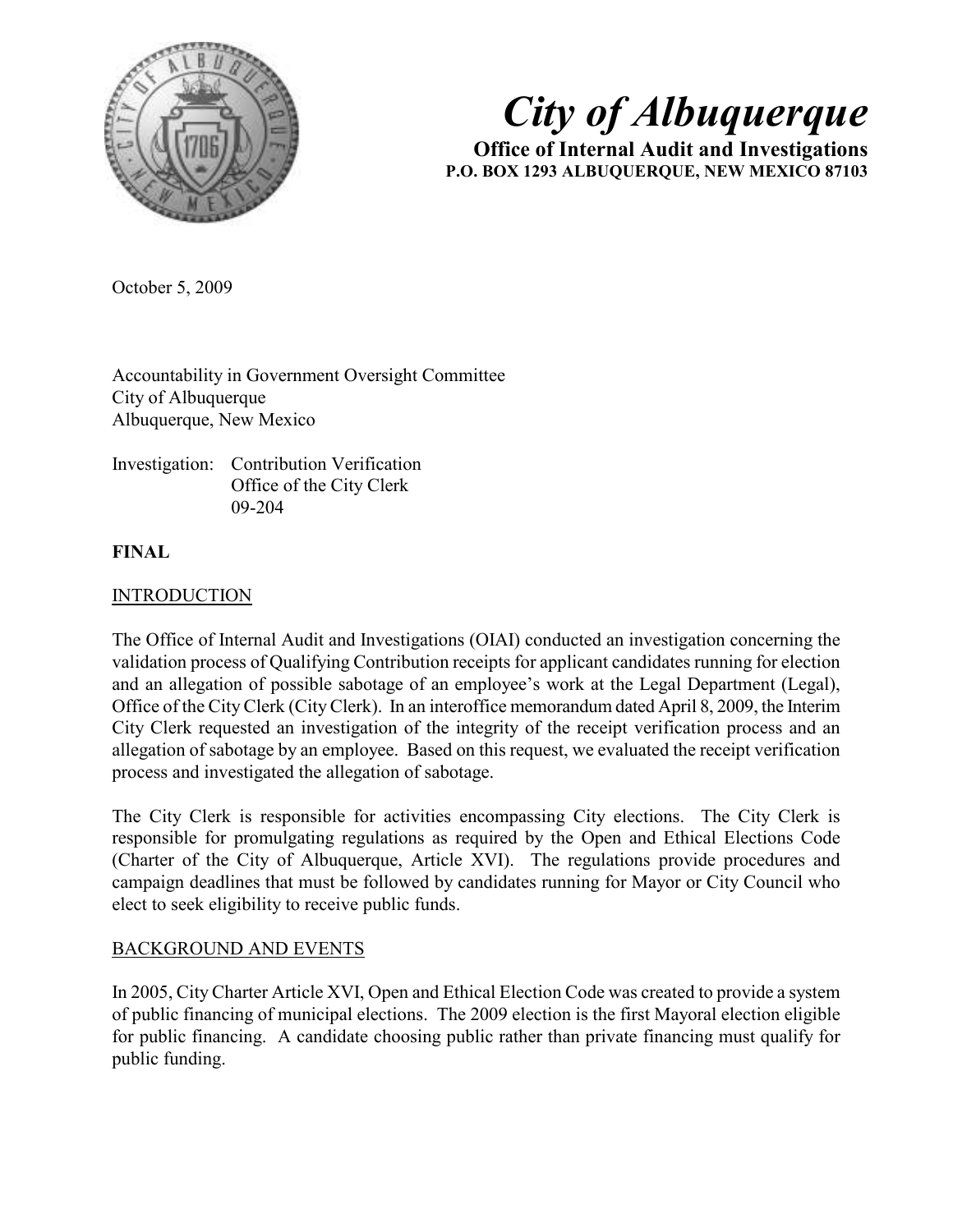# City of Albuquerque

**Office of Internal Audit and Investigations**
**P.O. BOX 1293 ALBUQUERQUE, NEW MEXICO 87103**

October 5, 2009

Accountability in Government Oversight Committee
City of Albuquerque
Albuquerque, New Mexico

Investigation: Contribution Verification
Office of the City Clerk
09-204

**FINAL**

INTRODUCTION

The Office of Internal Audit and Investigations (OIAI) conducted an investigation concerning the validation process of Qualifying Contribution receipts for applicant candidates running for election and an allegation of possible sabotage of an employee's work at the Legal Department (Legal), Office of the City Clerk (City Clerk). In an interoffice memorandum dated April 8, 2009, the Interim City Clerk requested an investigation of the integrity of the receipt verification process and an allegation of sabotage by an employee. Based on this request, we evaluated the receipt verification process and investigated the allegation of sabotage.

The City Clerk is responsible for activities encompassing City elections. The City Clerk is responsible for promulgating regulations as required by the Open and Ethical Elections Code (Charter of the City of Albuquerque, Article XVI). The regulations provide procedures and campaign deadlines that must be followed by candidates running for Mayor or City Council who elect to seek eligibility to receive public funds.

BACKGROUND AND EVENTS

In 2005, City Charter Article XVI, Open and Ethical Election Code was created to provide a system of public financing of municipal elections. The 2009 election is the first Mayoral election eligible for public financing. A candidate choosing public rather than private financing must qualify for public funding.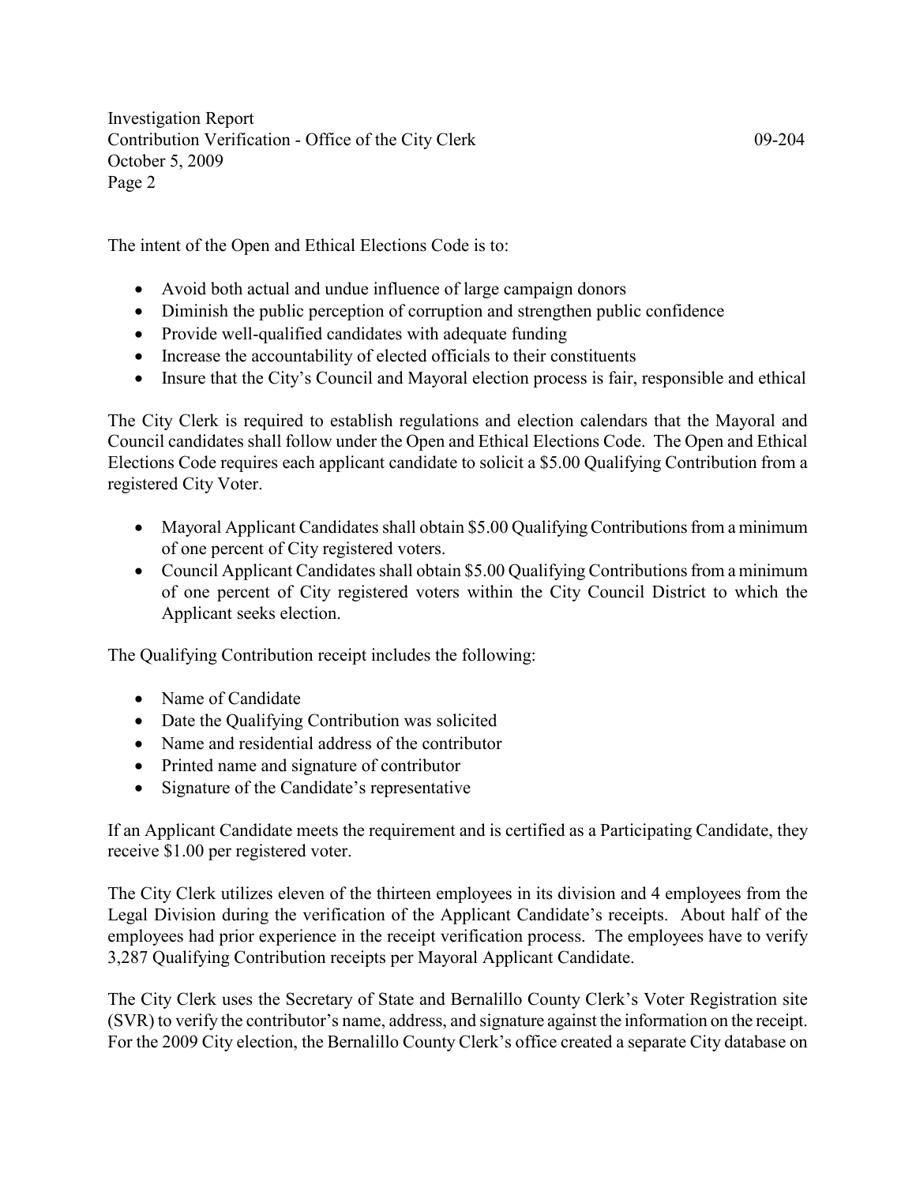The intent of the Open and Ethical Elections Code is to:

- Avoid both actual and undue influence of large campaign donors
- Diminish the public perception of corruption and strengthen public confidence
- Provide well-qualified candidates with adequate funding
- Increase the accountability of elected officials to their constituents
- Insure that the City's Council and Mayoral election process is fair, responsible and ethical

The City Clerk is required to establish regulations and election calendars that the Mayoral and Council candidates shall follow under the Open and Ethical Elections Code. The Open and Ethical Elections Code requires each applicant candidate to solicit a $5.00 Qualifying Contribution from a registered City Voter.

- Mayoral Applicant Candidates shall obtain $5.00 Qualifying Contributions from a minimum of one percent of City registered voters.
- Council Applicant Candidates shall obtain $5.00 Qualifying Contributions from a minimum of one percent of City registered voters within the City Council District to which the Applicant seeks election.

The Qualifying Contribution receipt includes the following:

- Name of Candidate
- Date the Qualifying Contribution was solicited
- Name and residential address of the contributor
- Printed name and signature of contributor
- Signature of the Candidate's representative

If an Applicant Candidate meets the requirement and is certified as a Participating Candidate, they receive $1.00 per registered voter.

The City Clerk utilizes eleven of the thirteen employees in its division and 4 employees from the Legal Division during the verification of the Applicant Candidate's receipts. About half of the employees had prior experience in the receipt verification process. The employees have to verify 3,287 Qualifying Contribution receipts per Mayoral Applicant Candidate.

The City Clerk uses the Secretary of State and Bernalillo County Clerk's Voter Registration site (SVR) to verify the contributor's name, address, and signature against the information on the receipt. For the 2009 City election, the Bernalillo County Clerk's office created a separate City database on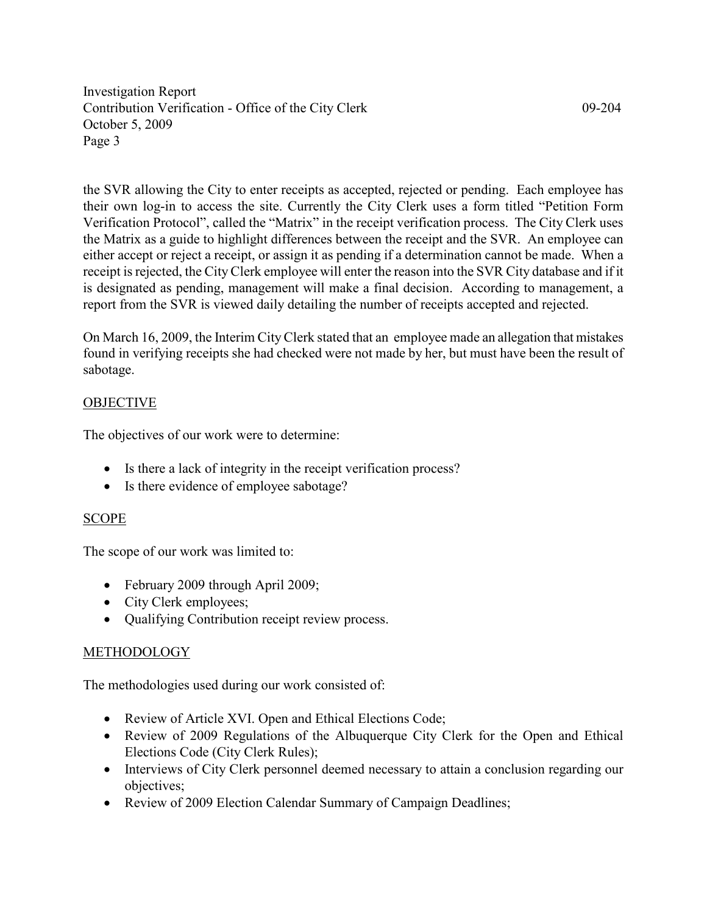the SVR allowing the City to enter receipts as accepted, rejected or pending. Each employee has their own log-in to access the site. Currently the City Clerk uses a form titled "Petition Form Verification Protocol", called the "Matrix" in the receipt verification process. The City Clerk uses the Matrix as a guide to highlight differences between the receipt and the SVR. An employee can either accept or reject a receipt, or assign it as pending if a determination cannot be made. When a receipt is rejected, the City Clerk employee will enter the reason into the SVR City database and if it is designated as pending, management will make a final decision. According to management, a report from the SVR is viewed daily detailing the number of receipts accepted and rejected.

On March 16, 2009, the Interim City Clerk stated that an employee made an allegation that mistakes found in verifying receipts she had checked were not made by her, but must have been the result of sabotage.

## OBJECTIVE

The objectives of our work were to determine:

- Is there a lack of integrity in the receipt verification process?
- Is there evidence of employee sabotage?

## SCOPE

The scope of our work was limited to:

- February 2009 through April 2009;
- City Clerk employees;
- Qualifying Contribution receipt review process.

## METHODOLOGY

The methodologies used during our work consisted of:

- Review of Article XVI. Open and Ethical Elections Code;
- Review of 2009 Regulations of the Albuquerque City Clerk for the Open and Ethical Elections Code (City Clerk Rules);
- Interviews of City Clerk personnel deemed necessary to attain a conclusion regarding our objectives;
- Review of 2009 Election Calendar Summary of Campaign Deadlines;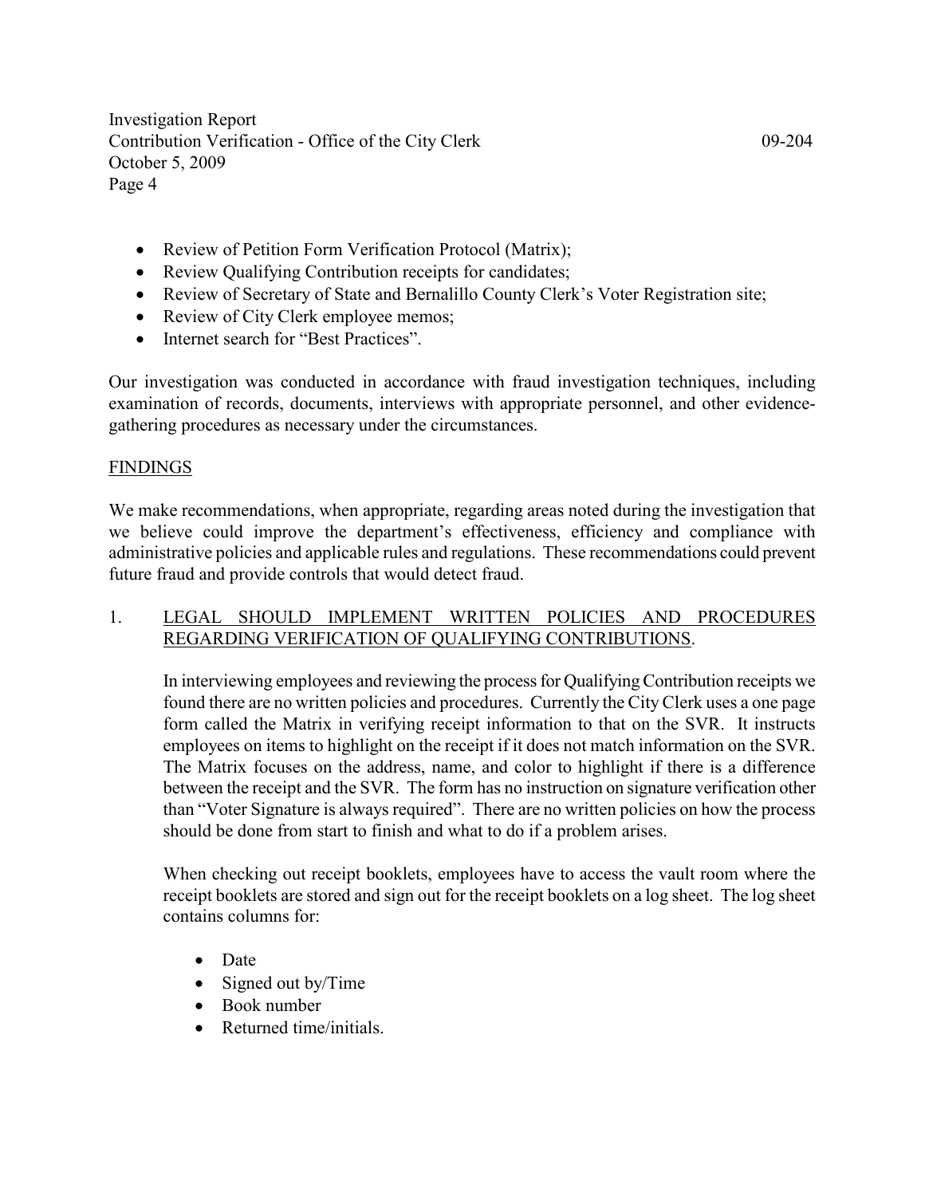- Review of Petition Form Verification Protocol (Matrix);
- Review Qualifying Contribution receipts for candidates;
- Review of Secretary of State and Bernalillo County Clerk's Voter Registration site;
- Review of City Clerk employee memos;
- Internet search for "Best Practices".

Our investigation was conducted in accordance with fraud investigation techniques, including examination of records, documents, interviews with appropriate personnel, and other evidence-gathering procedures as necessary under the circumstances.

## FINDINGS

We make recommendations, when appropriate, regarding areas noted during the investigation that we believe could improve the department's effectiveness, efficiency and compliance with administrative policies and applicable rules and regulations. These recommendations could prevent future fraud and provide controls that would detect fraud.

### 1. LEGAL SHOULD IMPLEMENT WRITTEN POLICIES AND PROCEDURES REGARDING VERIFICATION OF QUALIFYING CONTRIBUTIONS.

In interviewing employees and reviewing the process for Qualifying Contribution receipts we found there are no written policies and procedures. Currently the City Clerk uses a one page form called the Matrix in verifying receipt information to that on the SVR. It instructs employees on items to highlight on the receipt if it does not match information on the SVR. The Matrix focuses on the address, name, and color to highlight if there is a difference between the receipt and the SVR. The form has no instruction on signature verification other than "Voter Signature is always required". There are no written policies on how the process should be done from start to finish and what to do if a problem arises.

When checking out receipt booklets, employees have to access the vault room where the receipt booklets are stored and sign out for the receipt booklets on a log sheet. The log sheet contains columns for:

- Date
- Signed out by/Time
- Book number
- Returned time/initials.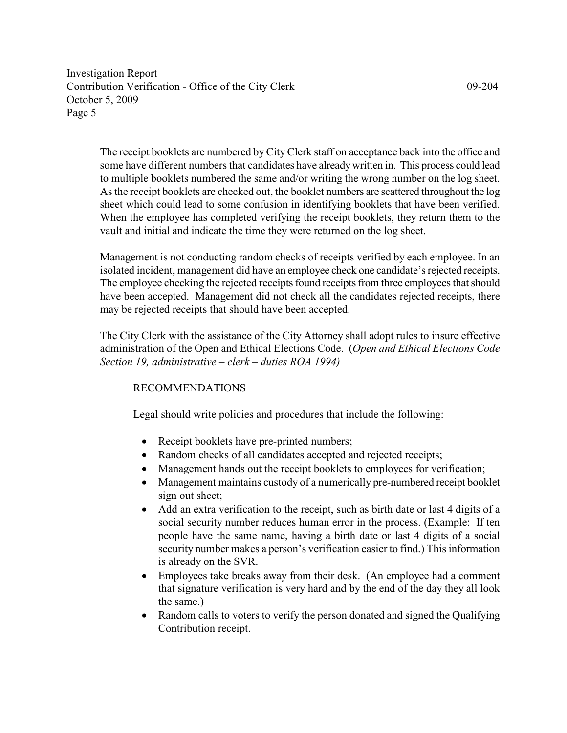The receipt booklets are numbered by City Clerk staff on acceptance back into the office and some have different numbers that candidates have already written in. This process could lead to multiple booklets numbered the same and/or writing the wrong number on the log sheet. As the receipt booklets are checked out, the booklet numbers are scattered throughout the log sheet which could lead to some confusion in identifying booklets that have been verified. When the employee has completed verifying the receipt booklets, they return them to the vault and initial and indicate the time they were returned on the log sheet.

Management is not conducting random checks of receipts verified by each employee. In an isolated incident, management did have an employee check one candidate's rejected receipts. The employee checking the rejected receipts found receipts from three employees that should have been accepted. Management did not check all the candidates rejected receipts, there may be rejected receipts that should have been accepted.

The City Clerk with the assistance of the City Attorney shall adopt rules to insure effective administration of the Open and Ethical Elections Code. (*Open and Ethical Elections Code Section 19, administrative – clerk – duties ROA 1994)*

RECOMMENDATIONS

Legal should write policies and procedures that include the following:

- Receipt booklets have pre-printed numbers;
- Random checks of all candidates accepted and rejected receipts;
- Management hands out the receipt booklets to employees for verification;
- Management maintains custody of a numerically pre-numbered receipt booklet sign out sheet;
- Add an extra verification to the receipt, such as birth date or last 4 digits of a social security number reduces human error in the process. (Example: If ten people have the same name, having a birth date or last 4 digits of a social security number makes a person's verification easier to find.) This information is already on the SVR.
- Employees take breaks away from their desk. (An employee had a comment that signature verification is very hard and by the end of the day they all look the same.)
- Random calls to voters to verify the person donated and signed the Qualifying Contribution receipt.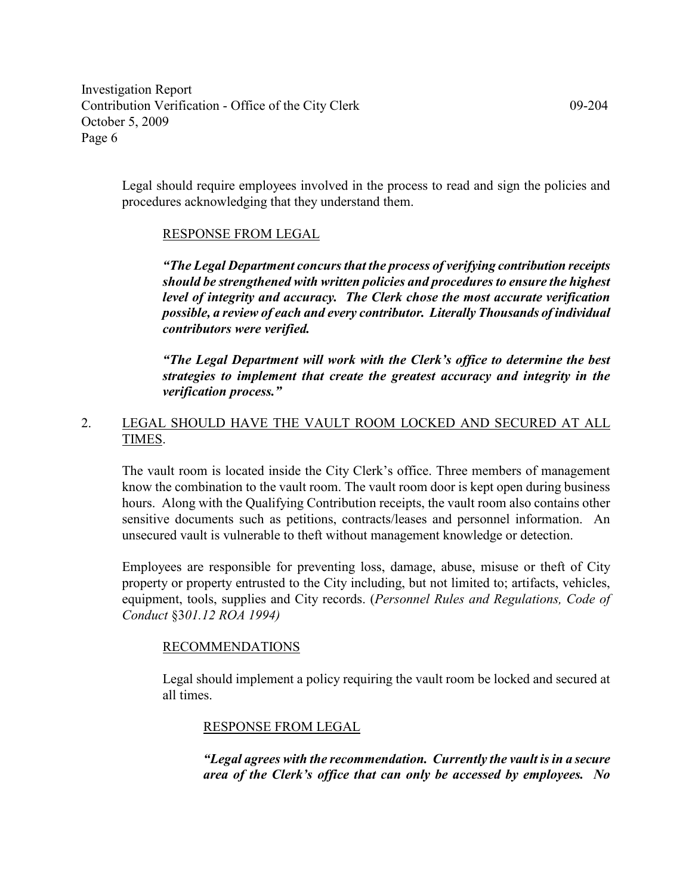Legal should require employees involved in the process to read and sign the policies and procedures acknowledging that they understand them.

RESPONSE FROM LEGAL

***"The Legal Department concurs that the process of verifying contribution receipts should be strengthened with written policies and procedures to ensure the highest level of integrity and accuracy. The Clerk chose the most accurate verification possible, a review of each and every contributor. Literally Thousands of individual contributors were verified.***

***"The Legal Department will work with the Clerk's office to determine the best strategies to implement that create the greatest accuracy and integrity in the verification process."***

2. LEGAL SHOULD HAVE THE VAULT ROOM LOCKED AND SECURED AT ALL TIMES.

The vault room is located inside the City Clerk's office. Three members of management know the combination to the vault room. The vault room door is kept open during business hours. Along with the Qualifying Contribution receipts, the vault room also contains other sensitive documents such as petitions, contracts/leases and personnel information. An unsecured vault is vulnerable to theft without management knowledge or detection.

Employees are responsible for preventing loss, damage, abuse, misuse or theft of City property or property entrusted to the City including, but not limited to; artifacts, vehicles, equipment, tools, supplies and City records. (*Personnel Rules and Regulations, Code of Conduct* §3*01.12 ROA 1994)*

RECOMMENDATIONS

Legal should implement a policy requiring the vault room be locked and secured at all times.

RESPONSE FROM LEGAL

***"Legal agrees with the recommendation. Currently the vault is in a secure area of the Clerk's office that can only be accessed by employees. No***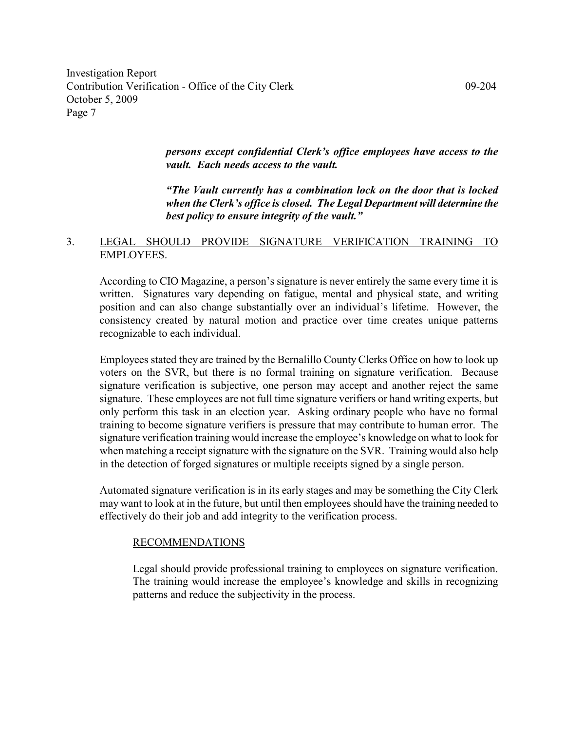***persons except confidential Clerk's office employees have access to the vault. Each needs access to the vault.***

***"The Vault currently has a combination lock on the door that is locked when the Clerk's office is closed. The Legal Department will determine the best policy to ensure integrity of the vault."***

## 3. LEGAL SHOULD PROVIDE SIGNATURE VERIFICATION TRAINING TO EMPLOYEES.

According to CIO Magazine, a person's signature is never entirely the same every time it is written. Signatures vary depending on fatigue, mental and physical state, and writing position and can also change substantially over an individual's lifetime. However, the consistency created by natural motion and practice over time creates unique patterns recognizable to each individual.

Employees stated they are trained by the Bernalillo County Clerks Office on how to look up voters on the SVR, but there is no formal training on signature verification. Because signature verification is subjective, one person may accept and another reject the same signature. These employees are not full time signature verifiers or hand writing experts, but only perform this task in an election year. Asking ordinary people who have no formal training to become signature verifiers is pressure that may contribute to human error. The signature verification training would increase the employee's knowledge on what to look for when matching a receipt signature with the signature on the SVR. Training would also help in the detection of forged signatures or multiple receipts signed by a single person.

Automated signature verification is in its early stages and may be something the City Clerk may want to look at in the future, but until then employees should have the training needed to effectively do their job and add integrity to the verification process.

### RECOMMENDATIONS

Legal should provide professional training to employees on signature verification. The training would increase the employee's knowledge and skills in recognizing patterns and reduce the subjectivity in the process.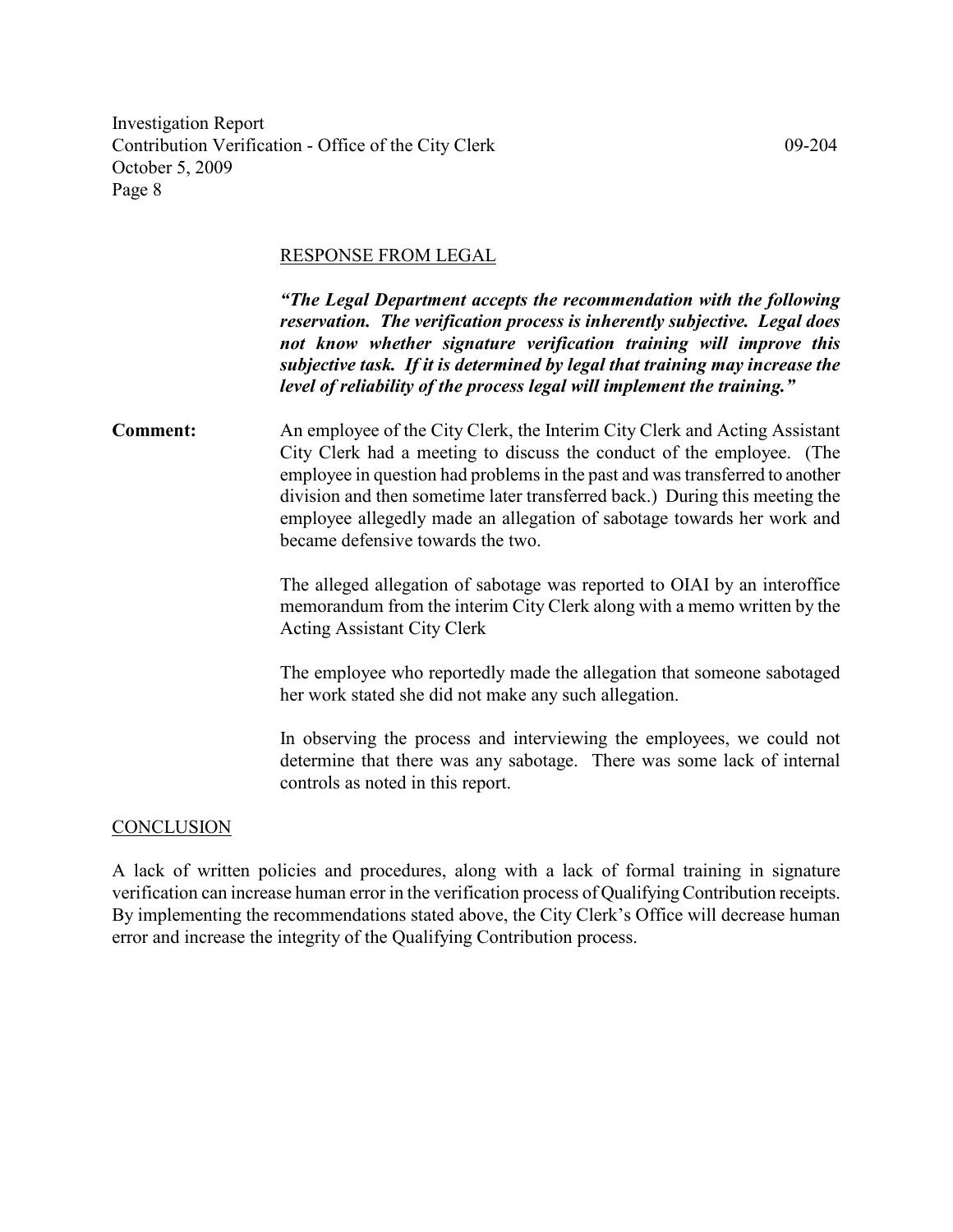RESPONSE FROM LEGAL

***"The Legal Department accepts the recommendation with the following reservation. The verification process is inherently subjective. Legal does not know whether signature verification training will improve this subjective task. If it is determined by legal that training may increase the level of reliability of the process legal will implement the training."***

**Comment:** An employee of the City Clerk, the Interim City Clerk and Acting Assistant City Clerk had a meeting to discuss the conduct of the employee. (The employee in question had problems in the past and was transferred to another division and then sometime later transferred back.) During this meeting the employee allegedly made an allegation of sabotage towards her work and became defensive towards the two.

The alleged allegation of sabotage was reported to OIAI by an interoffice memorandum from the interim City Clerk along with a memo written by the Acting Assistant City Clerk

The employee who reportedly made the allegation that someone sabotaged her work stated she did not make any such allegation.

In observing the process and interviewing the employees, we could not determine that there was any sabotage. There was some lack of internal controls as noted in this report.

## CONCLUSION

A lack of written policies and procedures, along with a lack of formal training in signature verification can increase human error in the verification process of Qualifying Contribution receipts. By implementing the recommendations stated above, the City Clerk's Office will decrease human error and increase the integrity of the Qualifying Contribution process.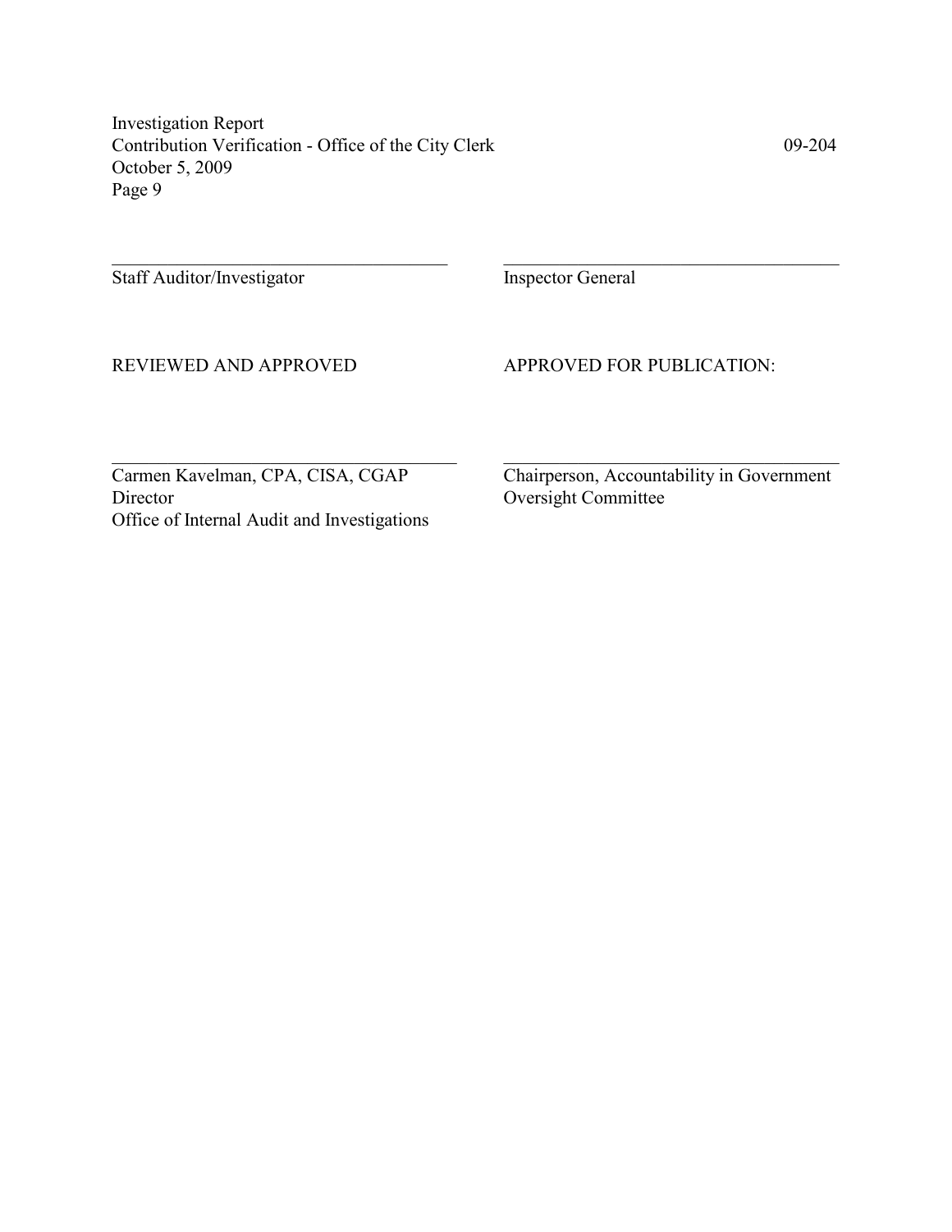\_\_\_\_\_\_\_\_\_\_\_\_\_\_\_\_\_\_\_\_\_\_\_\_\_\_\_\_\_\_\_\_\_\_\_\_
Staff Auditor/Investigator

\_\_\_\_\_\_\_\_\_\_\_\_\_\_\_\_\_\_\_\_\_\_\_\_\_\_\_\_\_\_\_\_\_\_\_\_
Inspector General

REVIEWED AND APPROVED

\_\_\_\_\_\_\_\_\_\_\_\_\_\_\_\_\_\_\_\_\_\_\_\_\_\_\_\_\_\_\_\_\_\_\_\_
Carmen Kavelman, CPA, CISA, CGAP
Director
Office of Internal Audit and Investigations

APPROVED FOR PUBLICATION:

\_\_\_\_\_\_\_\_\_\_\_\_\_\_\_\_\_\_\_\_\_\_\_\_\_\_\_\_\_\_\_\_\_\_\_\_
Chairperson, Accountability in Government Oversight Committee